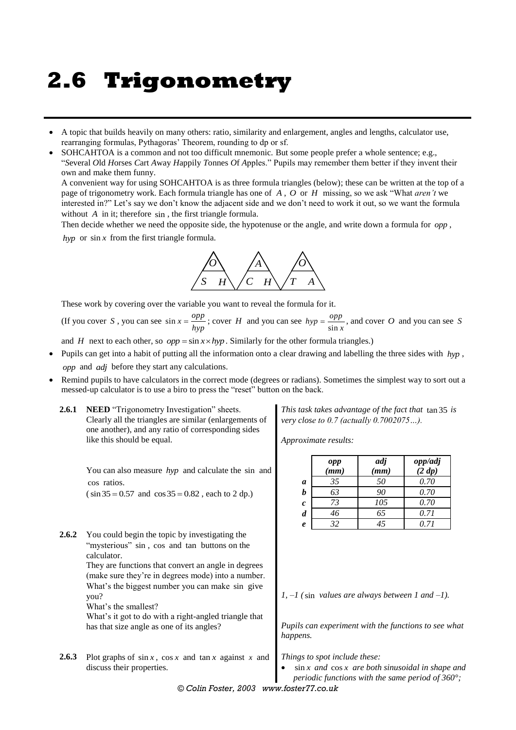# 2.6 Trigonometry

- A topic that builds heavily on many others: ratio, similarity and enlargement, angles and lengths, calculator use, rearranging formulas, Pythagoras' Theorem, rounding to dp or sf.
- SOHCAHTOA is a common and not too difficult mnemonic. But some people prefer a whole sentence; e.g., "*S*everal *O*ld *H*orses *C*art *A*way *H*appily *T*onnes *O*f *A*pples." Pupils may remember them better if they invent their own and make them funny.

  A convenient way for using SOHCAHTOA is as three formula triangles (below); these can be written at the top of a page of trigonometry work. Each formula triangle has one of $A$, $O$ or $H$ missing, so we ask "What *aren't* we interested in?" Let's say we don't know the adjacent side and we don't need to work it out, so we want the formula without $A$ in it; therefore $\sin$, the first triangle formula.

  Then decide whether we need the opposite side, the hypotenuse or the angle, and write down a formula for $opp$, $hyp$ or $\sin x$ from the first triangle formula.

  $$\frac{O}{S \quad H} \qquad \frac{A}{C \quad H} \qquad \frac{O}{T \quad A}$$

  These work by covering over the variable you want to reveal the formula for it.

  (If you cover $S$, you can see $\sin x = \frac{opp}{hyp}$; cover $H$ and you can see $hyp = \frac{opp}{\sin x}$, and cover $O$ and you can see $S$ and $H$ next to each other, so $opp = \sin x \times hyp$. Similarly for the other formula triangles.)

- Pupils can get into a habit of putting all the information onto a clear drawing and labelling the three sides with $hyp$, $opp$ and $adj$ before they start any calculations.
- Remind pupils to have calculators in the correct mode (degrees or radians). Sometimes the simplest way to sort out a messed-up calculator is to use a biro to press the "reset" button on the back.

**2.6.1** **NEED** "Trigonometry Investigation" sheets. Clearly all the triangles are similar (enlargements of one another), and any ratio of corresponding sides like this should be equal.

You can also measure $hyp$ and calculate the $\sin$ and $\cos$ ratios.
($\sin 35 = 0.57$ and $\cos 35 = 0.82$, each to 2 dp.)

*This task takes advantage of the fact that* $\tan 35$ *is very close to 0.7 (actually 0.7002075…).*

*Approximate results:*

| | *opp (mm)* | *adj (mm)* | *opp/adj (2 dp)* |
|---|---|---|---|
| ***a*** | *35* | *50* | *0.70* |
| ***b*** | *63* | *90* | *0.70* |
| ***c*** | *73* | *105* | *0.70* |
| ***d*** | *46* | *65* | *0.71* |
| ***e*** | *32* | *45* | *0.71* |

**2.6.2** You could begin the topic by investigating the "mysterious" $\sin$, $\cos$ and $\tan$ buttons on the calculator.
They are functions that convert an angle in degrees (make sure they're in degrees mode) into a number.
What's the biggest number you can make $\sin$ give you?
What's the smallest?
What's it got to do with a right-angled triangle that has that size angle as one of its angles?

*1, –1 (*$\sin$ *values are always between 1 and –1).*

*Pupils can experiment with the functions to see what happens.*

**2.6.3** Plot graphs of $\sin x$, $\cos x$ and $\tan x$ against $x$ and discuss their properties.

*Things to spot include these:*

- $\sin x$ *and* $\cos x$ *are both sinusoidal in shape and periodic functions with the same period of 360°;*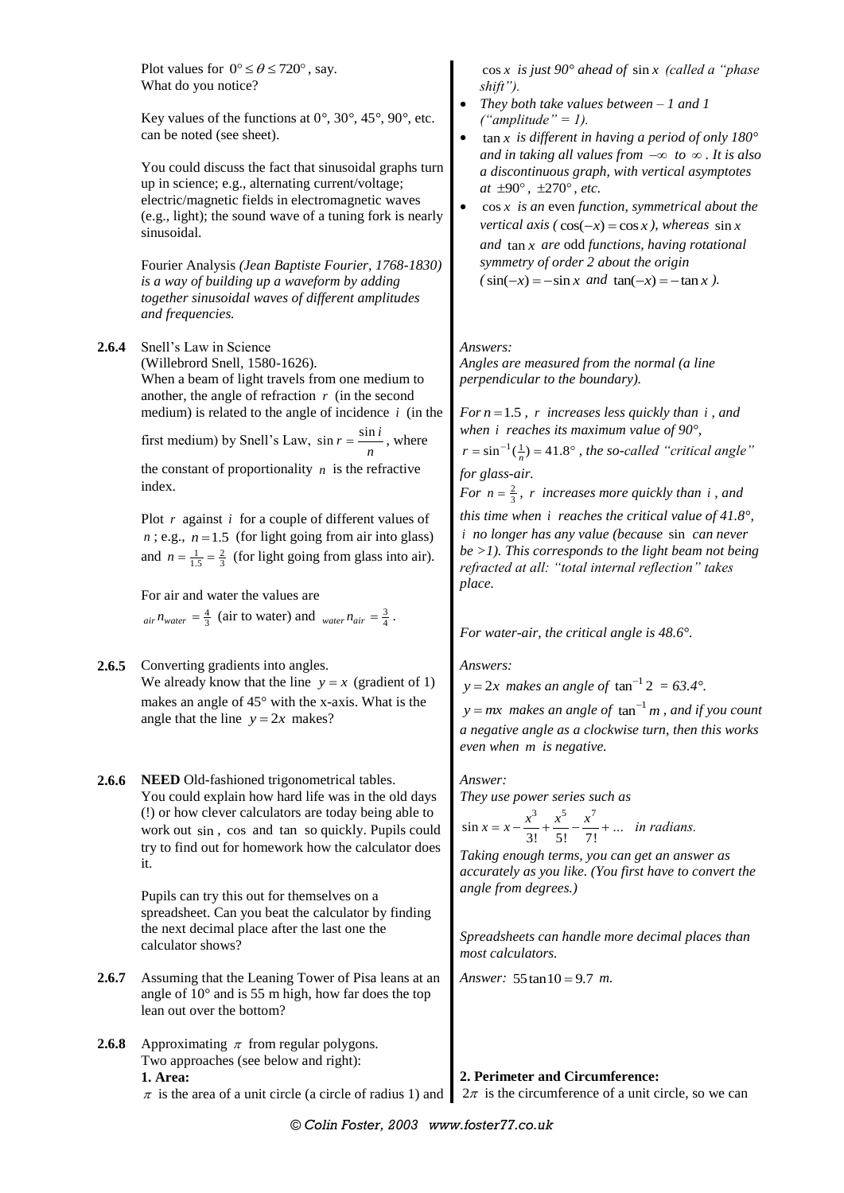Plot values for $0° \le \theta \le 720°$, say.
What do you notice?

Key values of the functions at 0°, 30°, 45°, 90°, etc. can be noted (see sheet).

You could discuss the fact that sinusoidal graphs turn up in science; e.g., alternating current/voltage; electric/magnetic fields in electromagnetic waves (e.g., light); the sound wave of a tuning fork is nearly sinusoidal.

Fourier Analysis *(Jean Baptiste Fourier, 1768-1830) is a way of building up a waveform by adding together sinusoidal waves of different amplitudes and frequencies.*

$\cos x$ *is just 90° ahead of* $\sin x$ *(called a "phase shift").*

- *They both take values between – 1 and 1 ("amplitude" = 1).*
- $\tan x$ *is different in having a period of only 180° and in taking all values from* $-\infty$ *to* $\infty$. *It is also a discontinuous graph, with vertical asymptotes at* $\pm 90°$, $\pm 270°$, *etc.*
- $\cos x$ *is an* even *function, symmetrical about the vertical axis (* $\cos(-x) = \cos x$ *), whereas* $\sin x$ *and* $\tan x$ *are* odd *functions, having rotational symmetry of order 2 about the origin (* $\sin(-x) = -\sin x$ *and* $\tan(-x) = -\tan x$ *).*

**2.6.4** Snell's Law in Science
(Willebrord Snell, 1580-1626).
When a beam of light travels from one medium to another, the angle of refraction $r$ (in the second medium) is related to the angle of incidence $i$ (in the first medium) by Snell's Law, $\sin r = \frac{\sin i}{n}$, where the constant of proportionality $n$ is the refractive index.

Plot $r$ against $i$ for a couple of different values of $n$; e.g., $n = 1.5$ (for light going from air into glass) and $n = \frac{1}{1.5} = \frac{2}{3}$ (for light going from glass into air).

For air and water the values are
${}_{air}n_{water} = \frac{4}{3}$ (air to water) and ${}_{water}n_{air} = \frac{3}{4}$.

*Answers:*
*Angles are measured from the normal (a line perpendicular to the boundary).*

*For* $n = 1.5$, $r$ *increases less quickly than* $i$, *and when* $i$ *reaches its maximum value of 90°,* $r = \sin^{-1}(\frac{1}{n}) = 41.8°$, *the so-called "critical angle" for glass-air.*
*For* $n = \frac{2}{3}$, $r$ *increases more quickly than* $i$, *and this time when* $i$ *reaches the critical value of 41.8°,* $i$ *no longer has any value (because* sin *can never be >1). This corresponds to the light beam not being refracted at all: "total internal reflection" takes place.*

*For water-air, the critical angle is 48.6°.*

**2.6.5** Converting gradients into angles.
We already know that the line $y = x$ (gradient of 1) makes an angle of 45° with the x-axis. What is the angle that the line $y = 2x$ makes?

*Answers:*
$y = 2x$ *makes an angle of* $\tan^{-1} 2$ = *63.4°.*
$y = mx$ *makes an angle of* $\tan^{-1} m$, *and if you count a negative angle as a clockwise turn, then this works even when* $m$ *is negative.*

**2.6.6** **NEED** Old-fashioned trigonometrical tables.
You could explain how hard life was in the old days (!) or how clever calculators are today being able to work out sin, cos and tan so quickly. Pupils could try to find out for homework how the calculator does it.

Pupils can try this out for themselves on a spreadsheet. Can you beat the calculator by finding the next decimal place after the last one the calculator shows?

*Answer:*
*They use power series such as*
$$\sin x = x - \frac{x^3}{3!} + \frac{x^5}{5!} - \frac{x^7}{7!} + \ldots \quad \textit{in radians.}$$
*Taking enough terms, you can get an answer as accurately as you like. (You first have to convert the angle from degrees.)*

*Spreadsheets can handle more decimal places than most calculators.*

**2.6.7** Assuming that the Leaning Tower of Pisa leans at an angle of 10° and is 55 m high, how far does the top lean out over the bottom?

*Answer:* $55 \tan 10 = 9.7$ *m.*

**2.6.8** Approximating $\pi$ from regular polygons.
Two approaches (see below and right):
**1. Area:**
$\pi$ is the area of a unit circle (a circle of radius 1) and

**2. Perimeter and Circumference:**
$2\pi$ is the circumference of a unit circle, so we can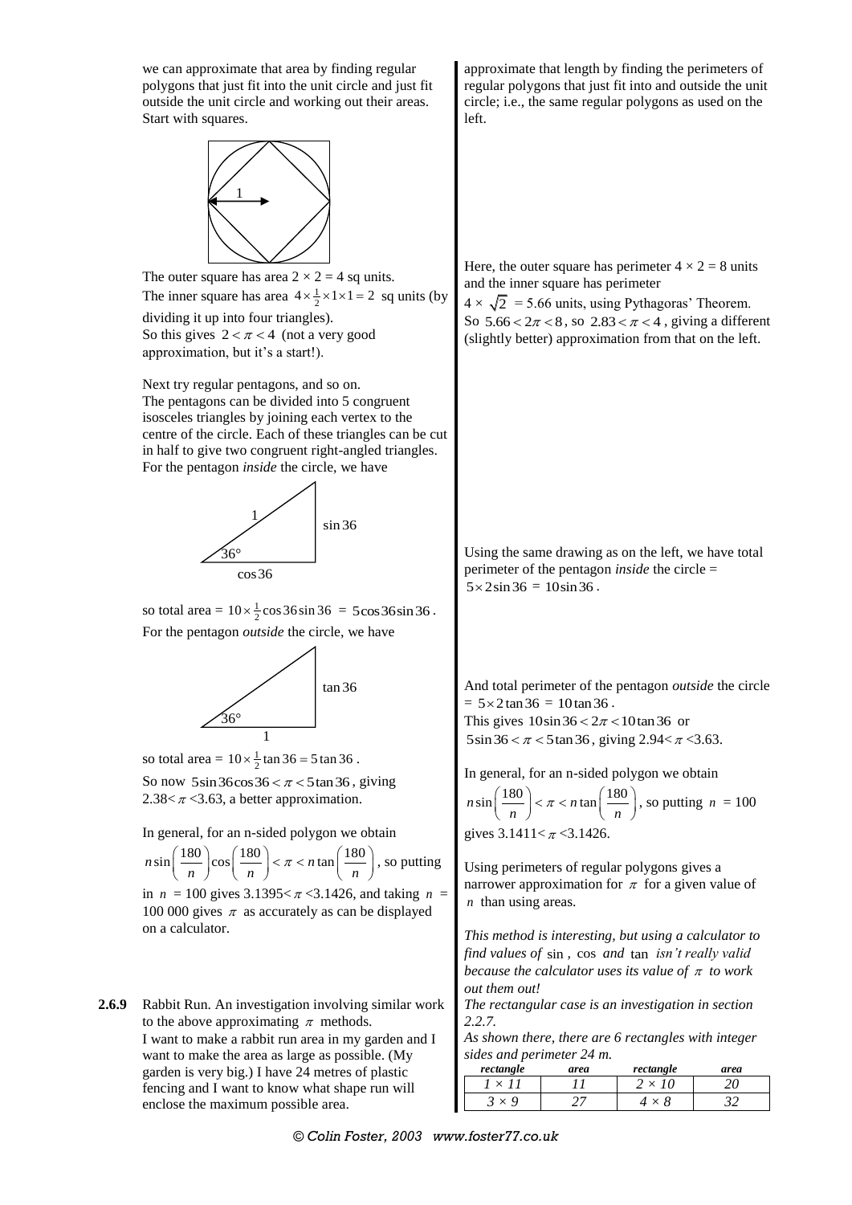we can approximate that area by finding regular polygons that just fit into the unit circle and just fit outside the unit circle and working out their areas. Start with squares.

The outer square has area $2 \times 2 = 4$ sq units.
The inner square has area $4 \times \frac{1}{2} \times 1 \times 1 = 2$ sq units (by dividing it up into four triangles).
So this gives $2 < \pi < 4$ (not a very good approximation, but it's a start!).

Next try regular pentagons, and so on.
The pentagons can be divided into 5 congruent isosceles triangles by joining each vertex to the centre of the circle. Each of these triangles can be cut in half to give two congruent right-angled triangles.
For the pentagon *inside* the circle, we have

so total area = $10 \times \frac{1}{2} \cos 36 \sin 36 = 5 \cos 36 \sin 36$.
For the pentagon *outside* the circle, we have

so total area = $10 \times \frac{1}{2} \tan 36 = 5 \tan 36$.
So now $5 \sin 36 \cos 36 < \pi < 5 \tan 36$, giving $2.38 < \pi < 3.63$, a better approximation.

In general, for an n-sided polygon we obtain $n \sin\left(\frac{180}{n}\right) \cos\left(\frac{180}{n}\right) < \pi < n \tan\left(\frac{180}{n}\right)$, so putting in $n = 100$ gives $3.1395 < \pi < 3.1426$, and taking $n = 100\,000$ gives $\pi$ as accurately as can be displayed on a calculator.

approximate that length by finding the perimeters of regular polygons that just fit into and outside the unit circle; i.e., the same regular polygons as used on the left.

Here, the outer square has perimeter $4 \times 2 = 8$ units and the inner square has perimeter $4 \times \sqrt{2} = 5.66$ units, using Pythagoras' Theorem.
So $5.66 < 2\pi < 8$, so $2.83 < \pi < 4$, giving a different (slightly better) approximation from that on the left.

Using the same drawing as on the left, we have total perimeter of the pentagon *inside* the circle = $5 \times 2 \sin 36 = 10 \sin 36$.

And total perimeter of the pentagon *outside* the circle = $5 \times 2 \tan 36 = 10 \tan 36$.
This gives $10 \sin 36 < 2\pi < 10 \tan 36$ or $5 \sin 36 < \pi < 5 \tan 36$, giving $2.94 < \pi < 3.63$.

In general, for an n-sided polygon we obtain $n \sin\left(\frac{180}{n}\right) < \pi < n \tan\left(\frac{180}{n}\right)$, so putting $n = 100$ gives $3.1411 < \pi < 3.1426$.

Using perimeters of regular polygons gives a narrower approximation for $\pi$ for a given value of $n$ than using areas.

*This method is interesting, but using a calculator to find values of* sin *,* cos *and* tan *isn't really valid because the calculator uses its value of* $\pi$ *to work out them out!*

**2.6.9** Rabbit Run. An investigation involving similar work to the above approximating $\pi$ methods.
I want to make a rabbit run area in my garden and I want to make the area as large as possible. (My garden is very big.) I have 24 metres of plastic fencing and I want to know what shape run will enclose the maximum possible area.

*The rectangular case is an investigation in section 2.2.7.*
*As shown there, there are 6 rectangles with integer sides and perimeter 24 m.*

| *rectangle* | *area* | *rectangle* | *area* |
|---|---|---|---|
| *1 × 11* | *11* | *2 × 10* | *20* |
| *3 × 9* | *27* | *4 × 8* | *32* |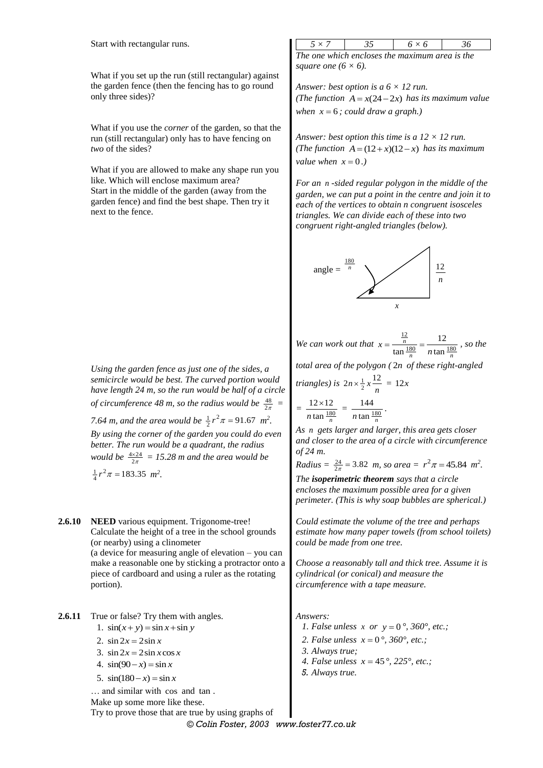| $5 \times 7$ | 35 | $6 \times 6$ | 36 |
|---|---|---|---|

Start with rectangular runs.

*The one which encloses the maximum area is the square one ($6 \times 6$).*

What if you set up the run (still rectangular) against the garden fence (then the fencing has to go round only three sides)?

*Answer: best option is a $6 \times 12$ run. (The function $A = x(24 - 2x)$ has its maximum value when $x = 6$; could draw a graph.)*

What if you use the *corner* of the garden, so that the run (still rectangular) only has to have fencing on *two* of the sides?

*Answer: best option this time is a $12 \times 12$ run. (The function $A = (12 + x)(12 - x)$ has its maximum value when $x = 0$.)*

What if you are allowed to make any shape run you like. Which will enclose maximum area? Start in the middle of the garden (away from the garden fence) and find the best shape. Then try it next to the fence.

*For an $n$-sided regular polygon in the middle of the garden, we can put a point in the centre and join it to each of the vertices to obtain n congruent isosceles triangles. We can divide each of these into two congruent right-angled triangles (below).*

angle = $\frac{180}{n}$, opposite side $\frac{12}{n}$, adjacent side $x$

*We can work out that $x = \dfrac{\frac{12}{n}}{\tan \frac{180}{n}} = \dfrac{12}{n \tan \frac{180}{n}}$, so the total area of the polygon ($2n$ of these right-angled triangles) is $2n \times \frac{1}{2} x \dfrac{12}{n} = 12x$*

*$= \dfrac{12 \times 12}{n \tan \frac{180}{n}} = \dfrac{144}{n \tan \frac{180}{n}}$.*

*As $n$ gets larger and larger, this area gets closer and closer to the area of a circle with circumference of 24 m.*

*Radius = $\frac{24}{2\pi} = 3.82$ m, so area = $r^2 \pi = 45.84$ m$^2$.*

*The* ***isoperimetric theorem*** *says that a circle encloses the maximum possible area for a given perimeter. (This is why soap bubbles are spherical.)*

*Using the garden fence as just one of the sides, a semicircle would be best. The curved portion would have length 24 m, so the run would be half of a circle of circumference 48 m, so the radius would be $\frac{48}{2\pi}$ = 7.64 m, and the area would be $\frac{1}{2} r^2 \pi = 91.67$ m$^2$.*

*By using the corner of the garden you could do even better. The run would be a quadrant, the radius would be $\frac{4 \times 24}{2\pi}$ = 15.28 m and the area would be $\frac{1}{4} r^2 \pi = 183.35$ m$^2$.*

**2.6.10** **NEED** various equipment. Trigonome-tree! Calculate the height of a tree in the school grounds (or nearby) using a clinometer (a device for measuring angle of elevation – you can make a reasonable one by sticking a protractor onto a piece of cardboard and using a ruler as the rotating portion).

*Could estimate the volume of the tree and perhaps estimate how many paper towels (from school toilets) could be made from one tree.*

*Choose a reasonably tall and thick tree. Assume it is cylindrical (or conical) and measure the circumference with a tape measure.*

**2.6.11** True or false? Try them with angles.

1. $\sin(x + y) = \sin x + \sin y$
2. $\sin 2x = 2 \sin x$
3. $\sin 2x = 2 \sin x \cos x$
4. $\sin(90 - x) = \sin x$
5. $\sin(180 - x) = \sin x$

… and similar with cos and tan.
Make up some more like these.
Try to prove those that are true by using graphs of

*Answers:*

*1. False unless $x$ or $y = 0°$, 360°, etc.;*
*2. False unless $x = 0°$, 360°, etc.;*
*3. Always true;*
*4. False unless $x = 45°$, 225°, etc.;*
*5. Always true.*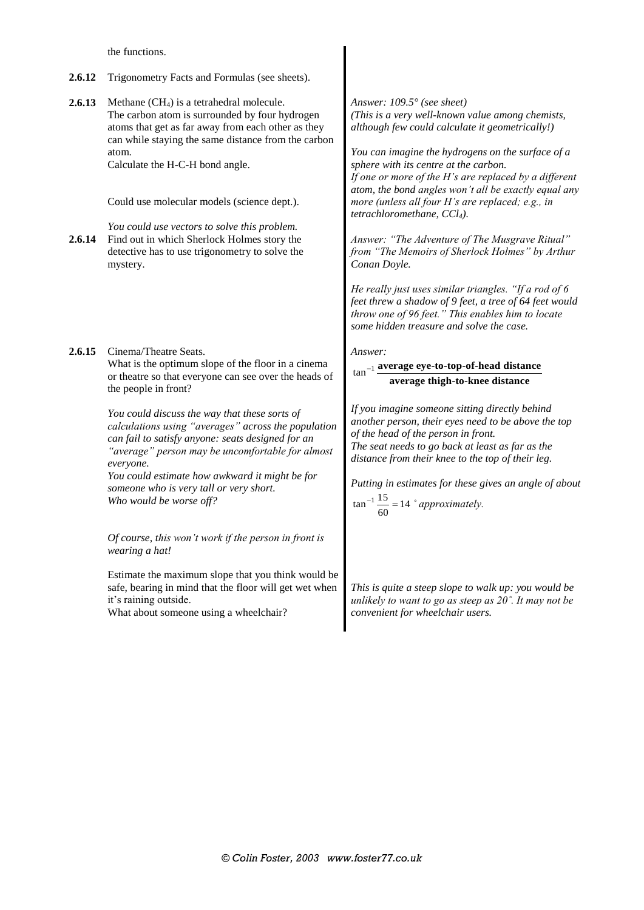the functions.

**2.6.12** Trigonometry Facts and Formulas (see sheets).

**2.6.13** Methane ($CH_4$) is a tetrahedral molecule.
The carbon atom is surrounded by four hydrogen atoms that get as far away from each other as they can while staying the same distance from the carbon atom.
Calculate the H-C-H bond angle.

Could use molecular models (science dept.).

*You could use vectors to solve this problem.*

*Answer: 109.5° (see sheet)*
*(This is a very well-known value among chemists, although few could calculate it geometrically!)*

*You can imagine the hydrogens on the surface of a sphere with its centre at the carbon.*
*If one or more of the H's are replaced by a different atom, the bond angles won't all be exactly equal any more (unless all four H's are replaced; e.g., in tetrachloromethane, $CCl_4$).*

**2.6.14** Find out in which Sherlock Holmes story the detective has to use trigonometry to solve the mystery.

*Answer: "The Adventure of The Musgrave Ritual" from "The Memoirs of Sherlock Holmes" by Arthur Conan Doyle.*

*He really just uses similar triangles. "If a rod of 6 feet threw a shadow of 9 feet, a tree of 64 feet would throw one of 96 feet." This enables him to locate some hidden treasure and solve the case.*

**2.6.15** Cinema/Theatre Seats.
What is the optimum slope of the floor in a cinema or theatre so that everyone can see over the heads of the people in front?

*Answer:*

$$\tan^{-1}\frac{\textbf{average eye-to-top-of-head distance}}{\textbf{average thigh-to-knee distance}}$$

*If you imagine someone sitting directly behind another person, their eyes need to be above the top of the head of the person in front.*
*The seat needs to go back at least as far as the distance from their knee to the top of their leg.*

*Putting in estimates for these gives an angle of about*

$\tan^{-1}\frac{15}{60} = 14°$ *approximately.*

*You could discuss the way that these sorts of calculations using "averages" across the population can fail to satisfy anyone: seats designed for an "average" person may be uncomfortable for almost everyone.*
*You could estimate how awkward it might be for someone who is very tall or very short.*
*Who would be worse off?*

*Of course, this won't work if the person in front is wearing a hat!*

Estimate the maximum slope that you think would be safe, bearing in mind that the floor will get wet when it's raining outside.
What about someone using a wheelchair?

*This is quite a steep slope to walk up: you would be unlikely to want to go as steep as 20°. It may not be convenient for wheelchair users.*

© Colin Foster, 2003 www.foster77.co.uk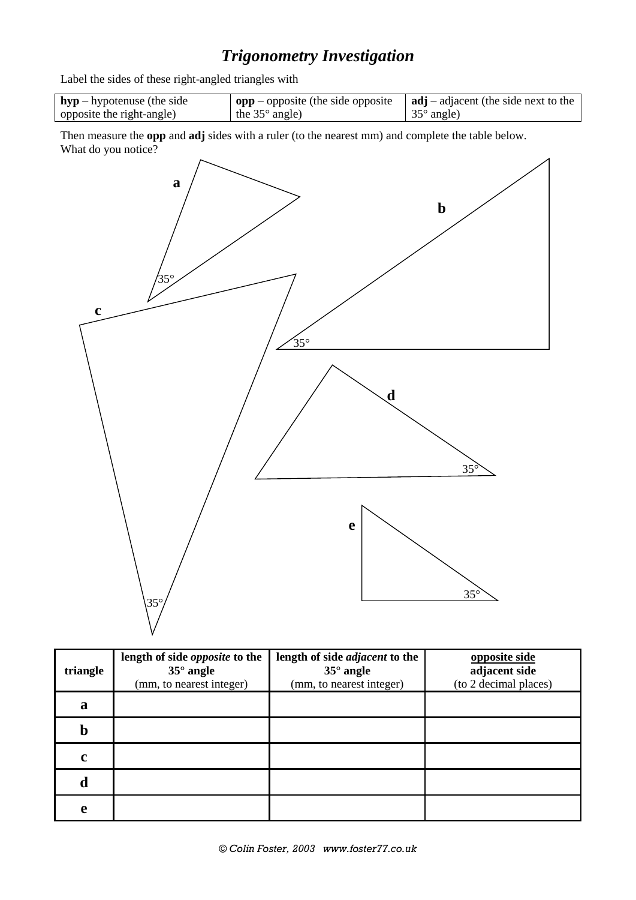# *Trigonometry Investigation*

Label the sides of these right-angled triangles with

| **hyp** – hypotenuse (the side opposite the right-angle) | **opp** – opposite (the side opposite the 35° angle) | **adj** – adjacent (the side next to the 35° angle) |
|---|---|---|

Then measure the **opp** and **adj** sides with a ruler (to the nearest mm) and complete the table below.
What do you notice?

**a**

35°

**b**

35°

**c**

35°

**d**

35°

**e**

35°

| triangle | **length of side *opposite* to the 35° angle** (mm, to nearest integer) | **length of side *adjacent* to the 35° angle** (mm, to nearest integer) | **opposite side / adjacent side** (to 2 decimal places) |
|---|---|---|---|
| **a** | | | |
| **b** | | | |
| **c** | | | |
| **d** | | | |
| **e** | | | |

*© Colin Foster, 2003 www.foster77.co.uk*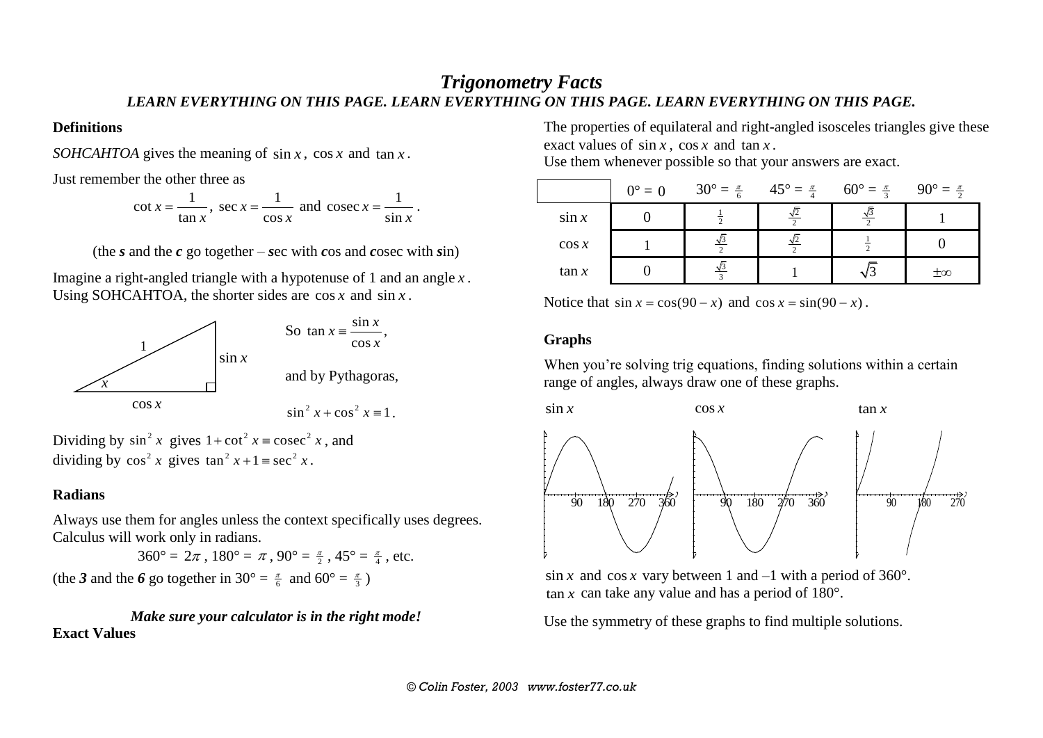# *Trigonometry Facts*

***LEARN EVERYTHING ON THIS PAGE. LEARN EVERYTHING ON THIS PAGE. LEARN EVERYTHING ON THIS PAGE.***

## Definitions

*SOHCAHTOA* gives the meaning of $\sin x$, $\cos x$ and $\tan x$.

Just remember the other three as

$$\cot x = \frac{1}{\tan x},\ \sec x = \frac{1}{\cos x} \text{ and } \operatorname{cosec} x = \frac{1}{\sin x}.$$

(the ***s*** and the ***c*** go together – ***s***ec with ***c***os and ***c***osec with ***s***in)

Imagine a right-angled triangle with a hypotenuse of 1 and an angle $x$. Using SOHCAHTOA, the shorter sides are $\cos x$ and $\sin x$.

So $\tan x \equiv \dfrac{\sin x}{\cos x}$,

and by Pythagoras,

$$\sin^2 x + \cos^2 x \equiv 1.$$

Dividing by $\sin^2 x$ gives $1 + \cot^2 x \equiv \operatorname{cosec}^2 x$, and dividing by $\cos^2 x$ gives $\tan^2 x + 1 \equiv \sec^2 x$.

## Radians

Always use them for angles unless the context specifically uses degrees. Calculus will work only in radians.

$$360° = 2\pi,\ 180° = \pi,\ 90° = \tfrac{\pi}{2},\ 45° = \tfrac{\pi}{4}, \text{ etc.}$$

(the ***3*** and the ***6*** go together in $30° = \frac{\pi}{6}$ and $60° = \frac{\pi}{3}$)

***Make sure your calculator is in the right mode!***

## Exact Values

The properties of equilateral and right-angled isosceles triangles give these exact values of $\sin x$, $\cos x$ and $\tan x$.
Use them whenever possible so that your answers are exact.

| | $0° = 0$ | $30° = \frac{\pi}{6}$ | $45° = \frac{\pi}{4}$ | $60° = \frac{\pi}{3}$ | $90° = \frac{\pi}{2}$ |
|---|---|---|---|---|---|
| $\sin x$ | 0 | $\frac{1}{2}$ | $\frac{\sqrt{2}}{2}$ | $\frac{\sqrt{3}}{2}$ | 1 |
| $\cos x$ | 1 | $\frac{\sqrt{3}}{2}$ | $\frac{\sqrt{2}}{2}$ | $\frac{1}{2}$ | 0 |
| $\tan x$ | 0 | $\frac{\sqrt{3}}{3}$ | 1 | $\sqrt{3}$ | $\pm\infty$ |

Notice that $\sin x = \cos(90 - x)$ and $\cos x = \sin(90 - x)$.

## Graphs

When you're solving trig equations, finding solutions within a certain range of angles, always draw one of these graphs.

$\sin x$ &nbsp;&nbsp; $\cos x$ &nbsp;&nbsp; $\tan x$

$\sin x$ and $\cos x$ vary between 1 and –1 with a period of 360°.
$\tan x$ can take any value and has a period of 180°.

Use the symmetry of these graphs to find multiple solutions.

*© Colin Foster, 2003 www.foster77.co.uk*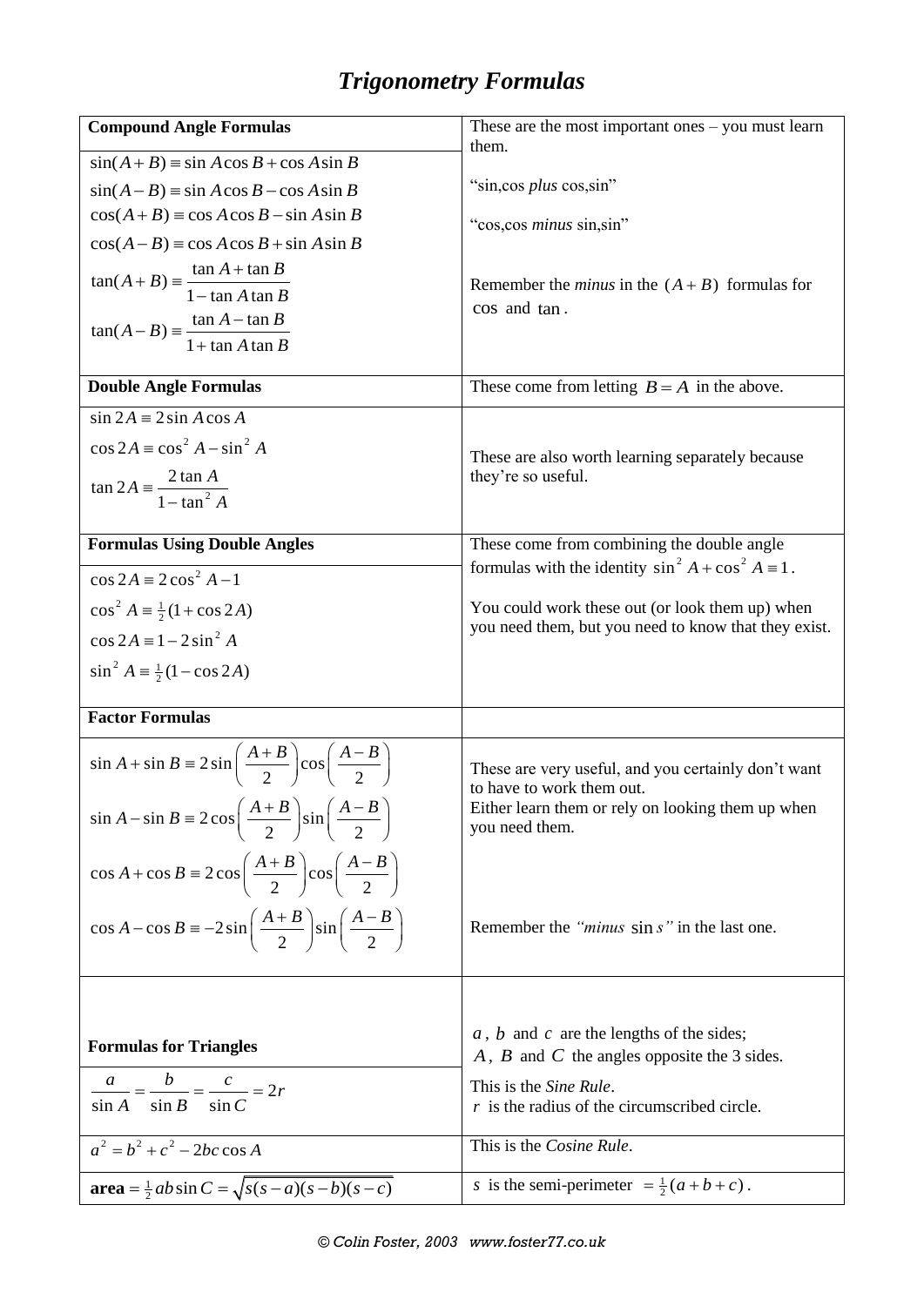# Trigonometry Formulas

| **Compound Angle Formulas** | These are the most important ones – you must learn them. |
|---|---|
| $\sin(A+B) \equiv \sin A\cos B + \cos A\sin B$ <br> $\sin(A-B) \equiv \sin A\cos B - \cos A\sin B$ <br> $\cos(A+B) \equiv \cos A\cos B - \sin A\sin B$ <br> $\cos(A-B) \equiv \cos A\cos B + \sin A\sin B$ <br> $\tan(A+B) \equiv \dfrac{\tan A + \tan B}{1 - \tan A\tan B}$ <br> $\tan(A-B) \equiv \dfrac{\tan A - \tan B}{1 + \tan A\tan B}$ | "sin,cos *plus* cos,sin" <br> "cos,cos *minus* sin,sin" <br> Remember the *minus* in the $(A+B)$ formulas for $\cos$ and $\tan$. |
| **Double Angle Formulas** | These come from letting $B = A$ in the above. |
| $\sin 2A \equiv 2\sin A\cos A$ <br> $\cos 2A \equiv \cos^2 A - \sin^2 A$ <br> $\tan 2A \equiv \dfrac{2\tan A}{1-\tan^2 A}$ | These are also worth learning separately because they're so useful. |
| **Formulas Using Double Angles** | These come from combining the double angle formulas with the identity $\sin^2 A + \cos^2 A \equiv 1$. |
| $\cos 2A \equiv 2\cos^2 A - 1$ <br> $\cos^2 A \equiv \frac{1}{2}(1+\cos 2A)$ <br> $\cos 2A \equiv 1 - 2\sin^2 A$ <br> $\sin^2 A \equiv \frac{1}{2}(1-\cos 2A)$ | You could work these out (or look them up) when you need them, but you need to know that they exist. |
| **Factor Formulas** | |
| $\sin A + \sin B \equiv 2\sin\left(\dfrac{A+B}{2}\right)\cos\left(\dfrac{A-B}{2}\right)$ <br> $\sin A - \sin B \equiv 2\cos\left(\dfrac{A+B}{2}\right)\sin\left(\dfrac{A-B}{2}\right)$ <br> $\cos A + \cos B \equiv 2\cos\left(\dfrac{A+B}{2}\right)\cos\left(\dfrac{A-B}{2}\right)$ <br> $\cos A - \cos B \equiv -2\sin\left(\dfrac{A+B}{2}\right)\sin\left(\dfrac{A-B}{2}\right)$ | These are very useful, and you certainly don't want to have to work them out. <br> Either learn them or rely on looking them up when you need them. <br> Remember the *"minus* $\sin s$*"* in the last one. |
| **Formulas for Triangles** | $a$, $b$ and $c$ are the lengths of the sides; <br> $A$, $B$ and $C$ the angles opposite the 3 sides. |
| $\dfrac{a}{\sin A} = \dfrac{b}{\sin B} = \dfrac{c}{\sin C} = 2r$ | This is the *Sine Rule*. <br> $r$ is the radius of the circumscribed circle. |
| $a^2 = b^2 + c^2 - 2bc\cos A$ | This is the *Cosine Rule*. |
| **area** $= \frac{1}{2}ab\sin C = \sqrt{s(s-a)(s-b)(s-c)}$ | $s$ is the semi-perimeter $= \frac{1}{2}(a+b+c)$. |

*© Colin Foster, 2003 www.foster77.co.uk*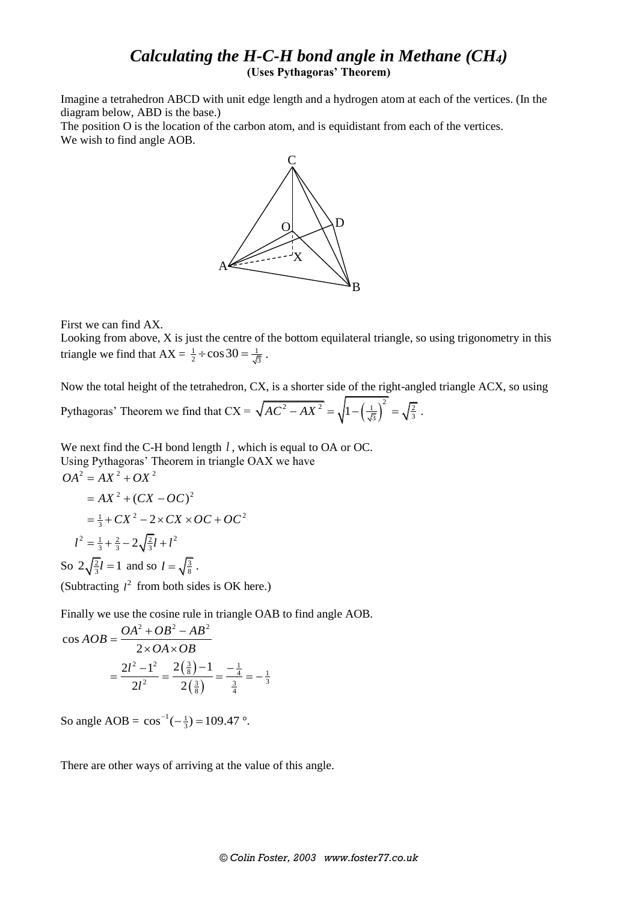# *Calculating the H-C-H bond angle in Methane ($CH_4$)*

**(Uses Pythagoras' Theorem)**

Imagine a tetrahedron ABCD with unit edge length and a hydrogen atom at each of the vertices. (In the diagram below, ABD is the base.)
The position O is the location of the carbon atom, and is equidistant from each of the vertices.
We wish to find angle AOB.

C
O
D
X
A
B

First we can find AX.
Looking from above, X is just the centre of the bottom equilateral triangle, so using trigonometry in this triangle we find that AX = $\frac{1}{2} \div \cos 30 = \frac{1}{\sqrt{3}}$.

Now the total height of the tetrahedron, CX, is a shorter side of the right-angled triangle ACX, so using Pythagoras' Theorem we find that CX = $\sqrt{AC^2 - AX^2} = \sqrt{1 - \left(\frac{1}{\sqrt{3}}\right)^2} = \sqrt{\frac{2}{3}}$.

We next find the C-H bond length $l$, which is equal to OA or OC.
Using Pythagoras' Theorem in triangle OAX we have

$$\begin{aligned} OA^2 &= AX^2 + OX^2 \\ &= AX^2 + (CX - OC)^2 \\ &= \tfrac{1}{3} + CX^2 - 2 \times CX \times OC + OC^2 \\ l^2 &= \tfrac{1}{3} + \tfrac{2}{3} - 2\sqrt{\tfrac{2}{3}}\,l + l^2 \end{aligned}$$

So $2\sqrt{\frac{2}{3}}\,l = 1$ and so $l = \sqrt{\frac{3}{8}}$.
(Subtracting $l^2$ from both sides is OK here.)

Finally we use the cosine rule in triangle OAB to find angle AOB.

$$\begin{aligned} \cos AOB &= \frac{OA^2 + OB^2 - AB^2}{2 \times OA \times OB} \\ &= \frac{2l^2 - 1^2}{2l^2} = \frac{2\left(\frac{3}{8}\right) - 1}{2\left(\frac{3}{8}\right)} = \frac{-\frac{1}{4}}{\frac{3}{4}} = -\frac{1}{3} \end{aligned}$$

So angle AOB = $\cos^{-1}(-\frac{1}{3}) = 109.47\,°$.

There are other ways of arriving at the value of this angle.

*© Colin Foster, 2003 www.foster77.co.uk*